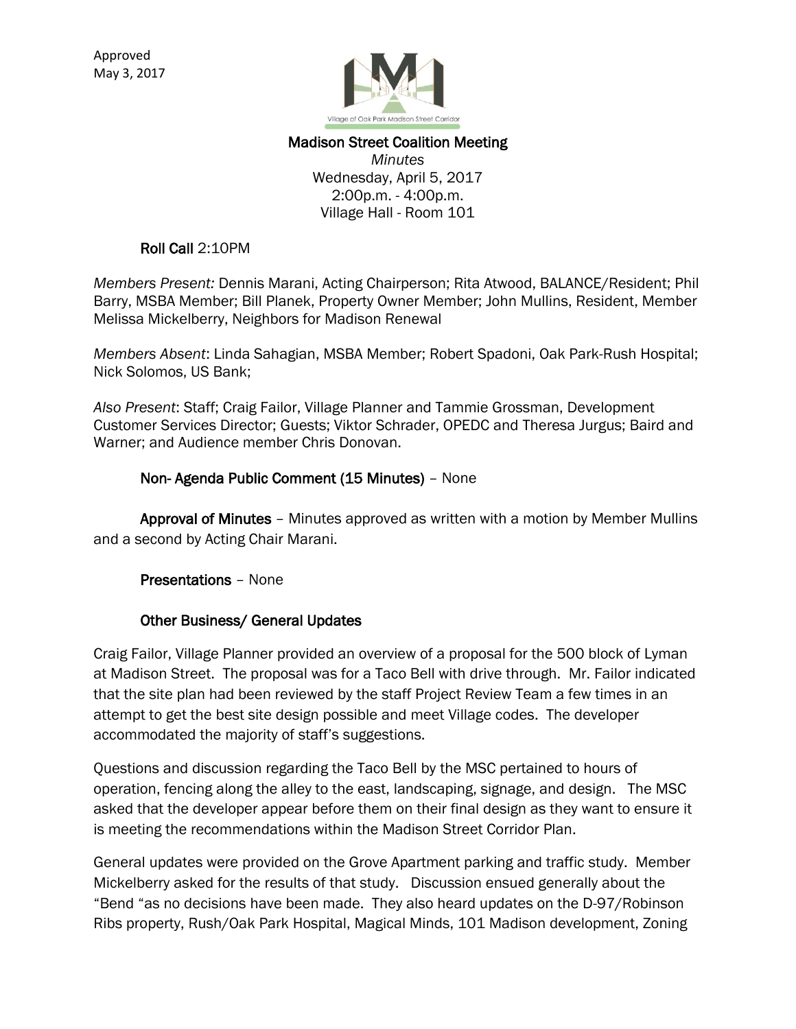Approved
May 3, 2017

# Madison Street Coalition Meeting

*Minutes*
Wednesday, April 5, 2017
2:00p.m. - 4:00p.m.
Village Hall - Room 101

**Roll Call** 2:10PM

*Members Present:* Dennis Marani, Acting Chairperson; Rita Atwood, BALANCE/Resident; Phil Barry, MSBA Member; Bill Planek, Property Owner Member; John Mullins, Resident, Member Melissa Mickelberry, Neighbors for Madison Renewal

*Members Absent*: Linda Sahagian, MSBA Member; Robert Spadoni, Oak Park-Rush Hospital; Nick Solomos, US Bank;

*Also Present*: Staff; Craig Failor, Village Planner and Tammie Grossman, Development Customer Services Director; Guests; Viktor Schrader, OPEDC and Theresa Jurgus; Baird and Warner; and Audience member Chris Donovan.

**Non- Agenda Public Comment (15 Minutes)** – None

**Approval of Minutes** – Minutes approved as written with a motion by Member Mullins and a second by Acting Chair Marani.

**Presentations** – None

**Other Business/ General Updates**

Craig Failor, Village Planner provided an overview of a proposal for the 500 block of Lyman at Madison Street. The proposal was for a Taco Bell with drive through. Mr. Failor indicated that the site plan had been reviewed by the staff Project Review Team a few times in an attempt to get the best site design possible and meet Village codes. The developer accommodated the majority of staff's suggestions.

Questions and discussion regarding the Taco Bell by the MSC pertained to hours of operation, fencing along the alley to the east, landscaping, signage, and design. The MSC asked that the developer appear before them on their final design as they want to ensure it is meeting the recommendations within the Madison Street Corridor Plan.

General updates were provided on the Grove Apartment parking and traffic study. Member Mickelberry asked for the results of that study. Discussion ensued generally about the "Bend "as no decisions have been made. They also heard updates on the D-97/Robinson Ribs property, Rush/Oak Park Hospital, Magical Minds, 101 Madison development, Zoning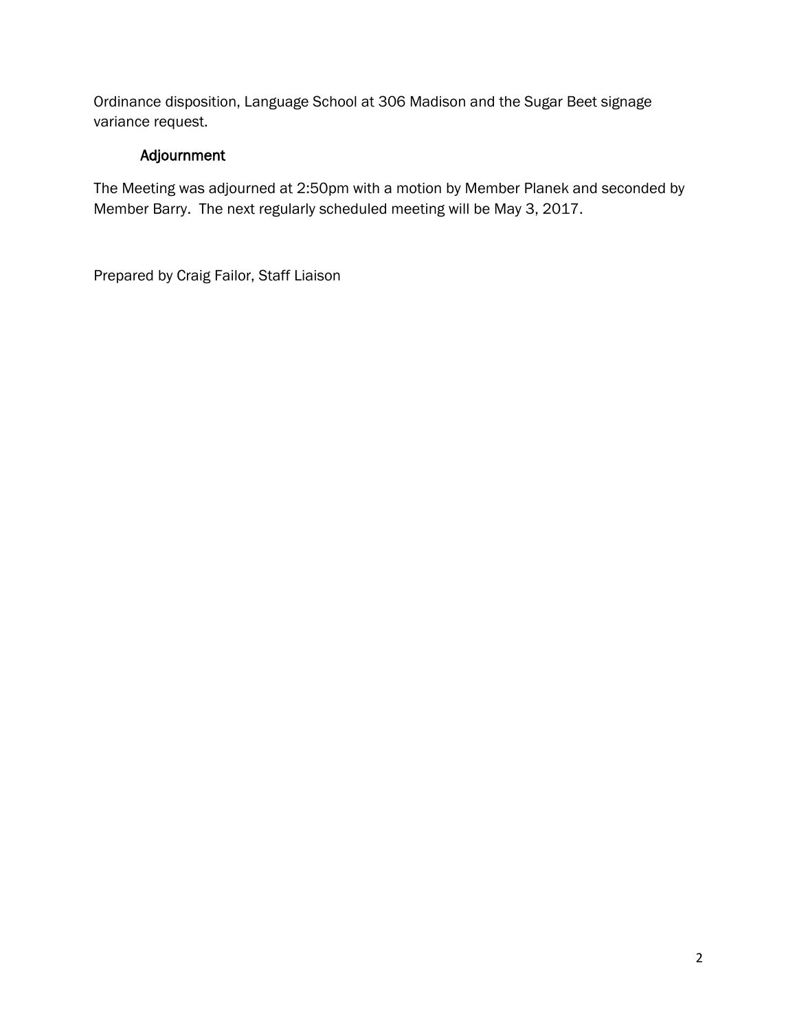Ordinance disposition, Language School at 306 Madison and the Sugar Beet signage variance request.

### Adjournment

The Meeting was adjourned at 2:50pm with a motion by Member Planek and seconded by Member Barry. The next regularly scheduled meeting will be May 3, 2017.

Prepared by Craig Failor, Staff Liaison